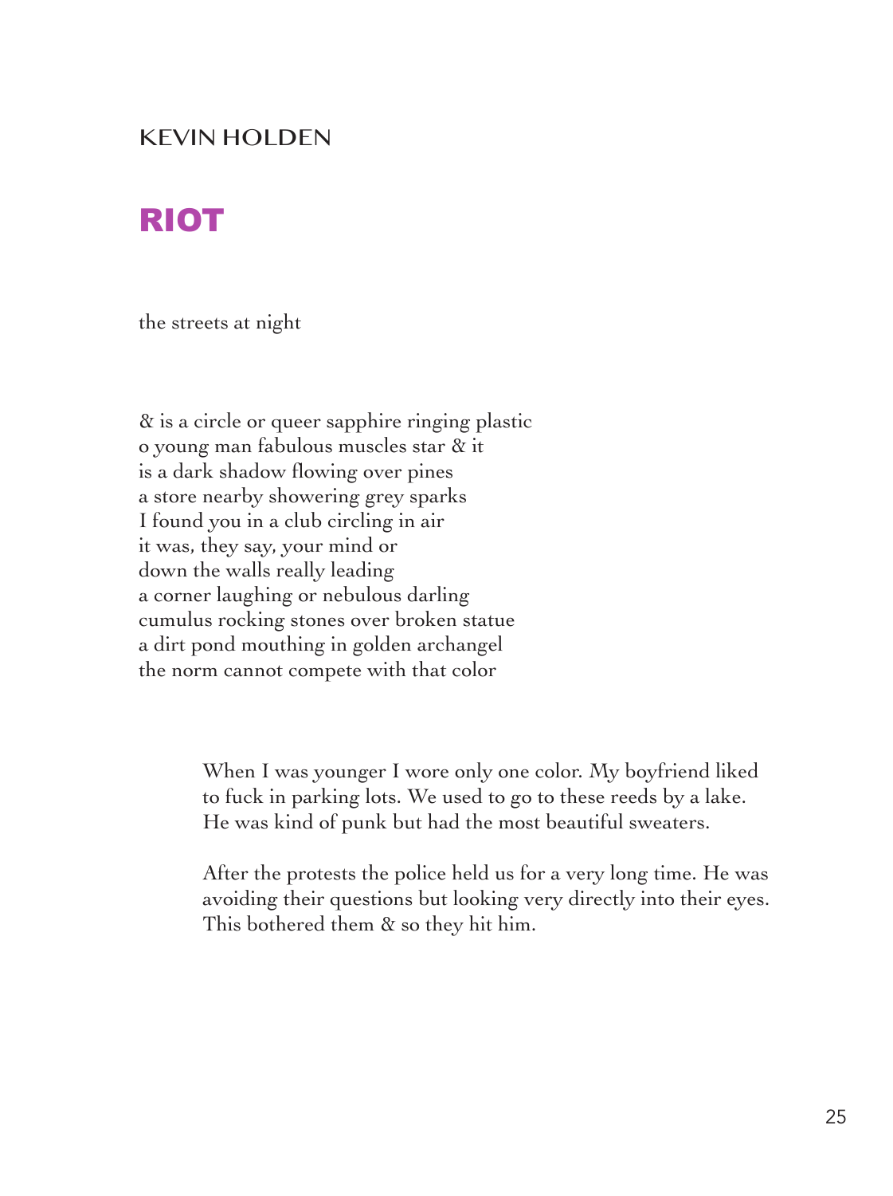KEVIN HOLDEN

# RIOT

the streets at night

& is a circle or queer sapphire ringing plastic
o young man fabulous muscles star & it
is a dark shadow flowing over pines
a store nearby showering grey sparks
I found you in a club circling in air
it was, they say, your mind or
down the walls really leading
a corner laughing or nebulous darling
cumulus rocking stones over broken statue
a dirt pond mouthing in golden archangel
the norm cannot compete with that color

> When I was younger I wore only one color. My boyfriend liked to fuck in parking lots. We used to go to these reeds by a lake. He was kind of punk but had the most beautiful sweaters.
>
> After the protests the police held us for a very long time. He was avoiding their questions but looking very directly into their eyes. This bothered them & so they hit him.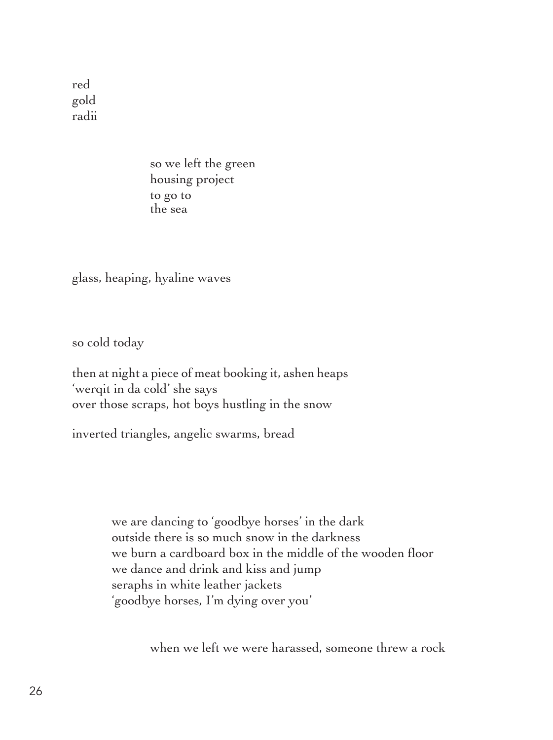red
gold
radii

so we left the green
housing project
to go to
the sea

glass, heaping, hyaline waves

so cold today

then at night a piece of meat booking it, ashen heaps
'werqit in da cold' she says
over those scraps, hot boys hustling in the snow

inverted triangles, angelic swarms, bread

we are dancing to 'goodbye horses' in the dark
outside there is so much snow in the darkness
we burn a cardboard box in the middle of the wooden floor
we dance and drink and kiss and jump
seraphs in white leather jackets
'goodbye horses, I'm dying over you'

when we left we were harassed, someone threw a rock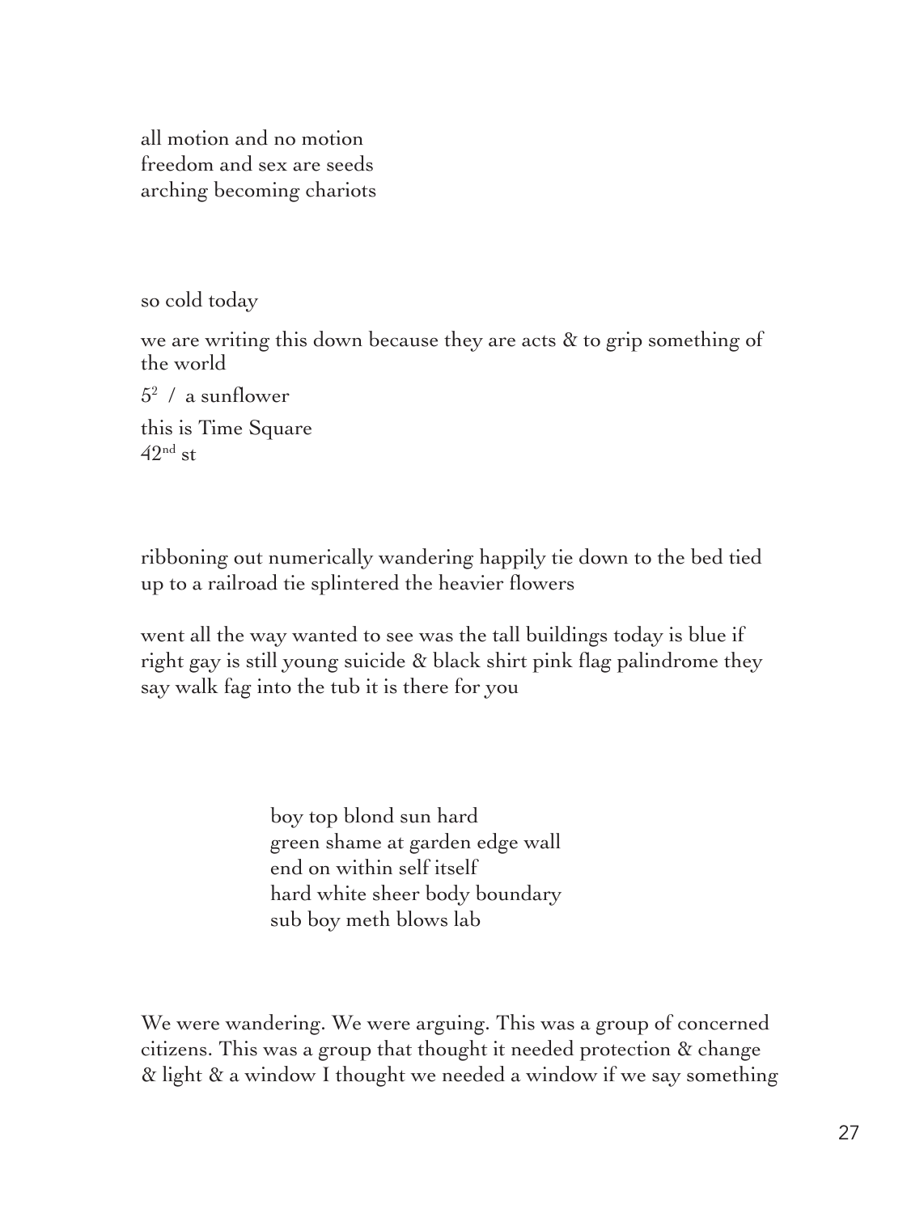all motion and no motion  
freedom and sex are seeds  
arching becoming chariots

so cold today

we are writing this down because they are acts & to grip something of the world

$5^2$ / a sunflower

this is Time Square  
42nd st

ribboning out numerically wandering happily tie down to the bed tied up to a railroad tie splintered the heavier flowers

went all the way wanted to see was the tall buildings today is blue if right gay is still young suicide & black shirt pink flag palindrome they say walk fag into the tub it is there for you

> boy top blond sun hard  
> green shame at garden edge wall  
> end on within self itself  
> hard white sheer body boundary  
> sub boy meth blows lab

We were wandering. We were arguing. This was a group of concerned citizens. This was a group that thought it needed protection & change & light & a window I thought we needed a window if we say something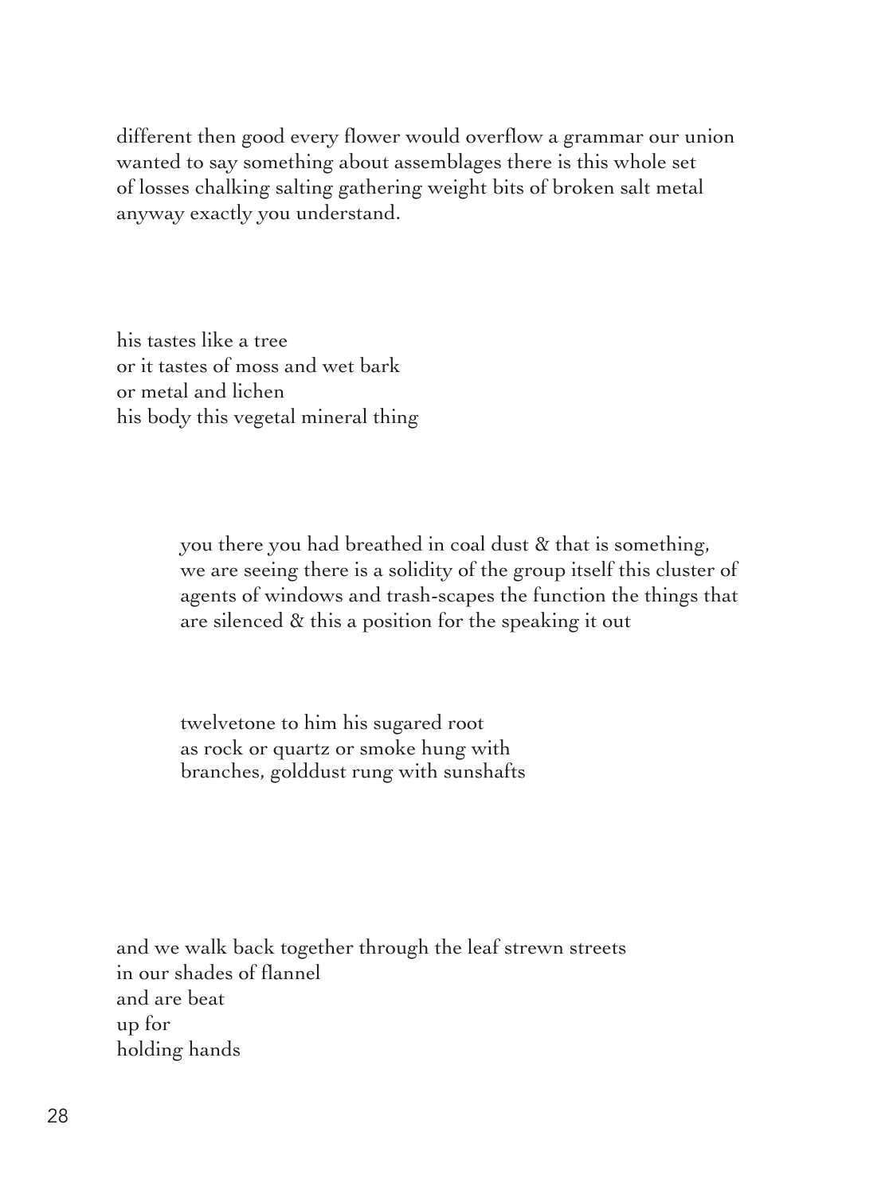different then good every flower would overflow a grammar our union
wanted to say something about assemblages there is this whole set
of losses chalking salting gathering weight bits of broken salt metal
anyway exactly you understand.

his tastes like a tree
or it tastes of moss and wet bark
or metal and lichen
his body this vegetal mineral thing

> you there you had breathed in coal dust & that is something,
> we are seeing there is a solidity of the group itself this cluster of
> agents of windows and trash-scapes the function the things that
> are silenced & this a position for the speaking it out

> twelvetone to him his sugared root
> as rock or quartz or smoke hung with
> branches, golddust rung with sunshafts

and we walk back together through the leaf strewn streets
in our shades of flannel
and are beat
up for
holding hands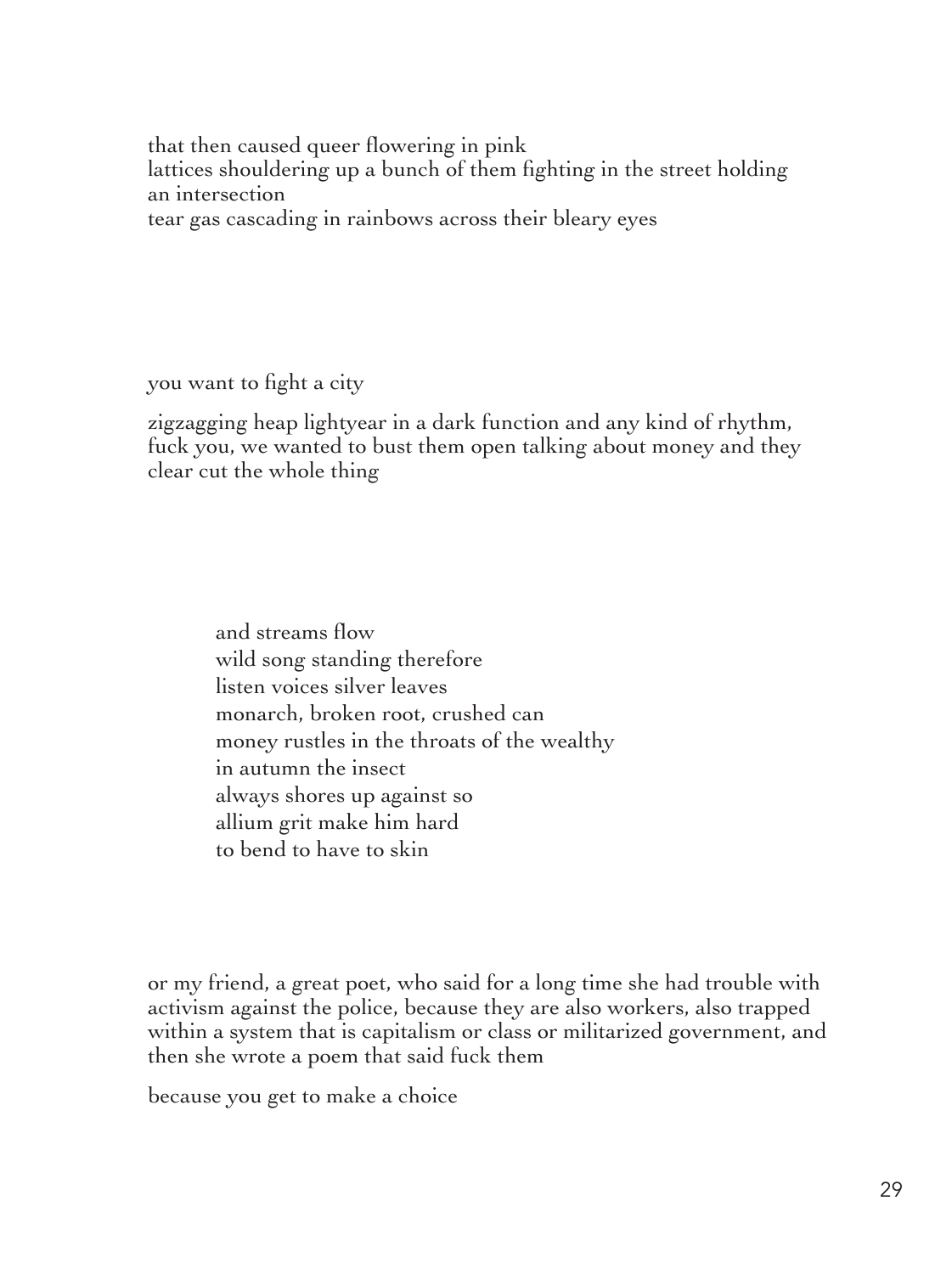that then caused queer flowering in pink
lattices shouldering up a bunch of them fighting in the street holding
an intersection
tear gas cascading in rainbows across their bleary eyes

you want to fight a city

zigzagging heap lightyear in a dark function and any kind of rhythm, fuck you, we wanted to bust them open talking about money and they clear cut the whole thing

> and streams flow
> wild song standing therefore
> listen voices silver leaves
> monarch, broken root, crushed can
> money rustles in the throats of the wealthy
> in autumn the insect
> always shores up against so
> allium grit make him hard
> to bend to have to skin

or my friend, a great poet, who said for a long time she had trouble with activism against the police, because they are also workers, also trapped within a system that is capitalism or class or militarized government, and then she wrote a poem that said fuck them

because you get to make a choice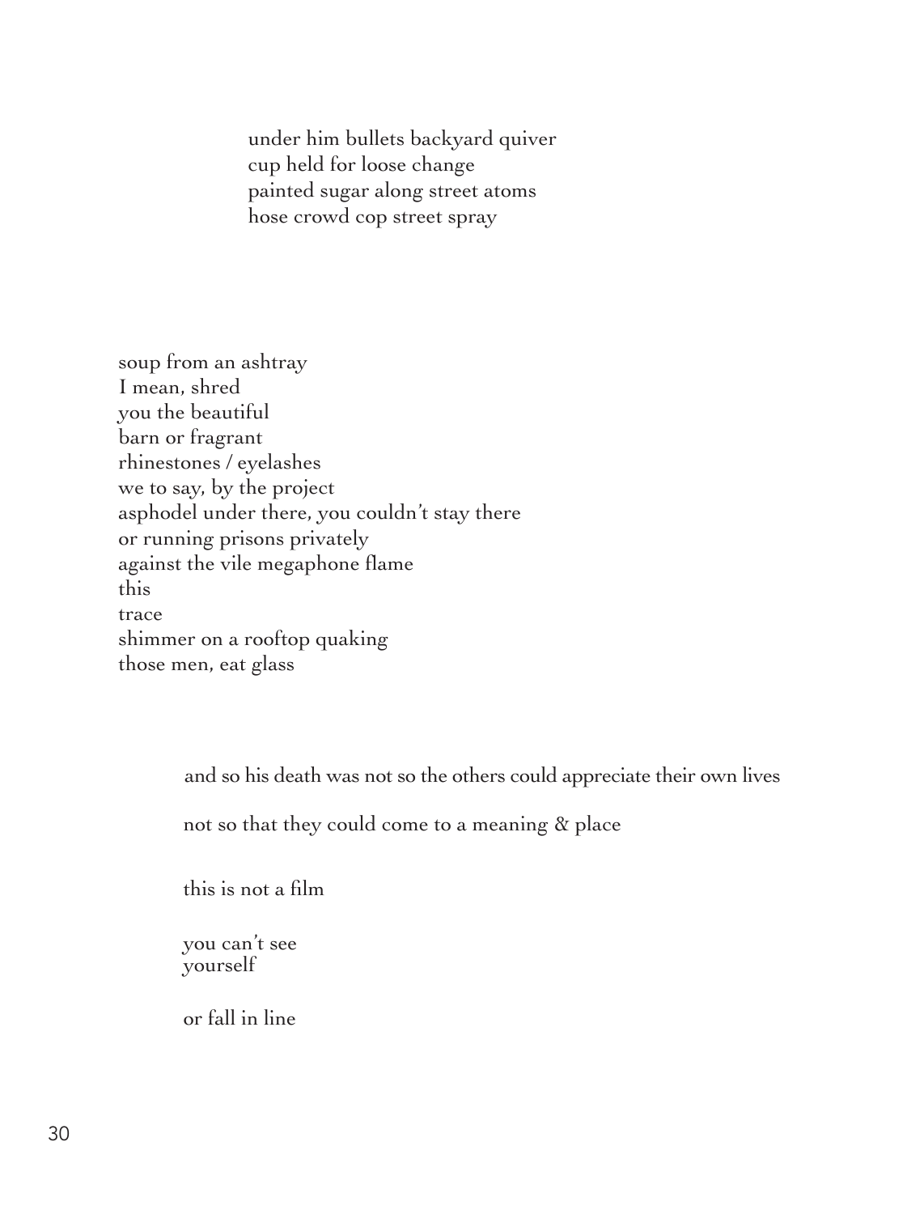under him bullets backyard quiver  
cup held for loose change  
painted sugar along street atoms  
hose crowd cop street spray

soup from an ashtray  
I mean, shred  
you the beautiful  
barn or fragrant  
rhinestones / eyelashes  
we to say, by the project  
asphodel under there, you couldn't stay there  
or running prisons privately  
against the vile megaphone flame  
this  
trace  
shimmer on a rooftop quaking  
those men, eat glass

and so his death was not so the others could appreciate their own lives

not so that they could come to a meaning & place

this is not a film

you can't see  
yourself

or fall in line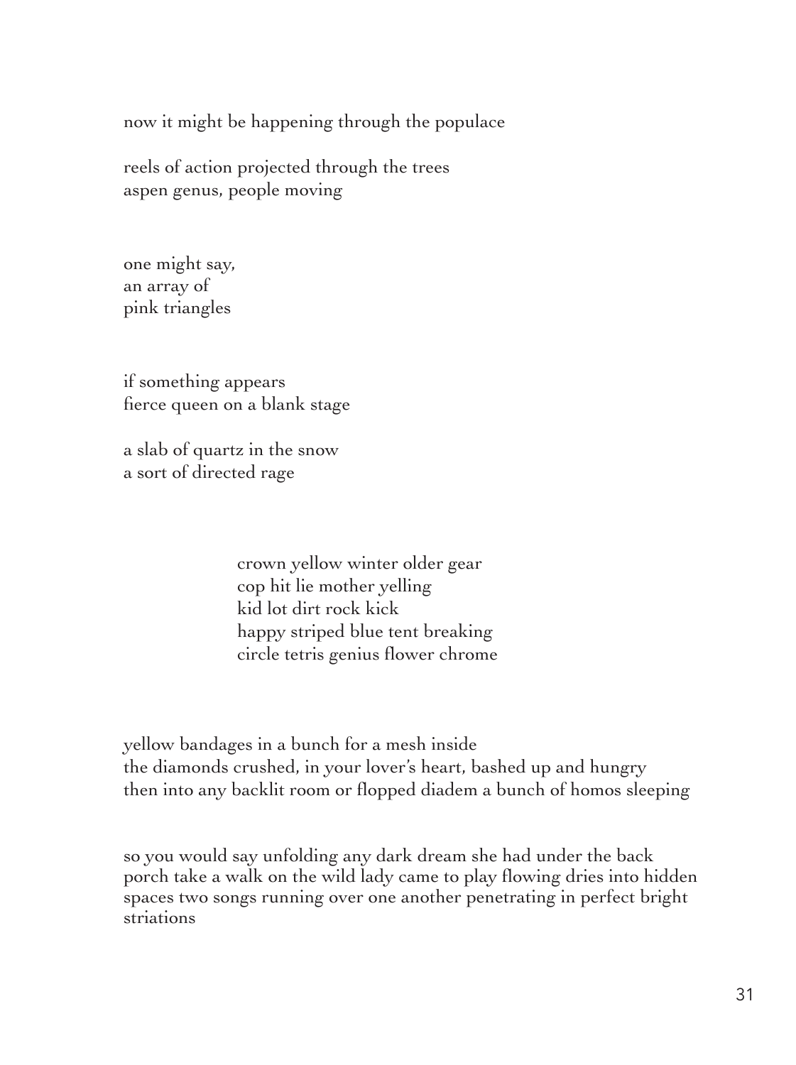now it might be happening through the populace

reels of action projected through the trees
aspen genus, people moving

one might say,
an array of
pink triangles

if something appears
fierce queen on a blank stage

a slab of quartz in the snow
a sort of directed rage

> crown yellow winter older gear
> cop hit lie mother yelling
> kid lot dirt rock kick
> happy striped blue tent breaking
> circle tetris genius flower chrome

yellow bandages in a bunch for a mesh inside
the diamonds crushed, in your lover's heart, bashed up and hungry
then into any backlit room or flopped diadem a bunch of homos sleeping

so you would say unfolding any dark dream she had under the back porch take a walk on the wild lady came to play flowing dries into hidden spaces two songs running over one another penetrating in perfect bright striations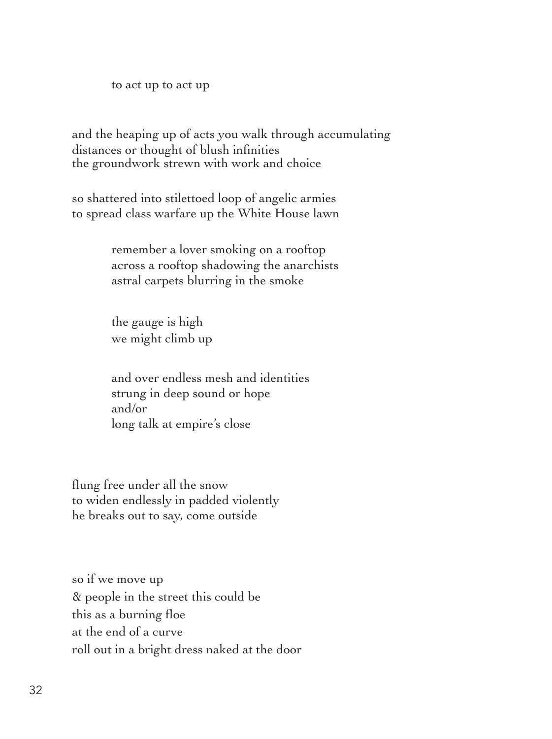to act up to act up

and the heaping up of acts you walk through accumulating
distances or thought of blush infinities
the groundwork strewn with work and choice

so shattered into stilettoed loop of angelic armies
to spread class warfare up the White House lawn

remember a lover smoking on a rooftop
across a rooftop shadowing the anarchists
astral carpets blurring in the smoke

the gauge is high
we might climb up

and over endless mesh and identities
strung in deep sound or hope
and/or
long talk at empire's close

flung free under all the snow
to widen endlessly in padded violently
he breaks out to say, come outside

so if we move up
& people in the street this could be
this as a burning floe
at the end of a curve
roll out in a bright dress naked at the door